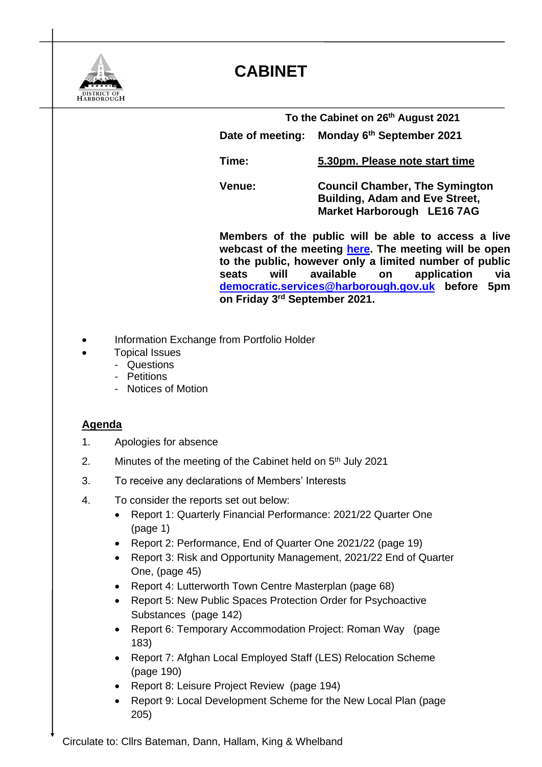DISTRICT OF HARBOROUGH

# CABINET

**To the Cabinet on 26th August 2021**

**Date of meeting:** **Monday 6th September 2021**

**Time:** **5.30pm. Please note start time**

**Venue:** **Council Chamber, The Symington Building, Adam and Eve Street, Market Harborough LE16 7AG**

**Members of the public will be able to access a live webcast of the meeting here. The meeting will be open to the public, however only a limited number of public seats will available on application via democratic.services@harborough.gov.uk before 5pm on Friday 3rd September 2021.**

- Information Exchange from Portfolio Holder
- Topical Issues
  - Questions
  - Petitions
  - Notices of Motion

## Agenda

1. Apologies for absence
2. Minutes of the meeting of the Cabinet held on 5th July 2021
3. To receive any declarations of Members' Interests
4. To consider the reports set out below:
   - Report 1: Quarterly Financial Performance: 2021/22 Quarter One (page 1)
   - Report 2: Performance, End of Quarter One 2021/22 (page 19)
   - Report 3: Risk and Opportunity Management, 2021/22 End of Quarter One, (page 45)
   - Report 4: Lutterworth Town Centre Masterplan (page 68)
   - Report 5: New Public Spaces Protection Order for Psychoactive Substances (page 142)
   - Report 6: Temporary Accommodation Project: Roman Way (page 183)
   - Report 7: Afghan Local Employed Staff (LES) Relocation Scheme (page 190)
   - Report 8: Leisure Project Review (page 194)
   - Report 9: Local Development Scheme for the New Local Plan (page 205)

Circulate to: Cllrs Bateman, Dann, Hallam, King & Whelband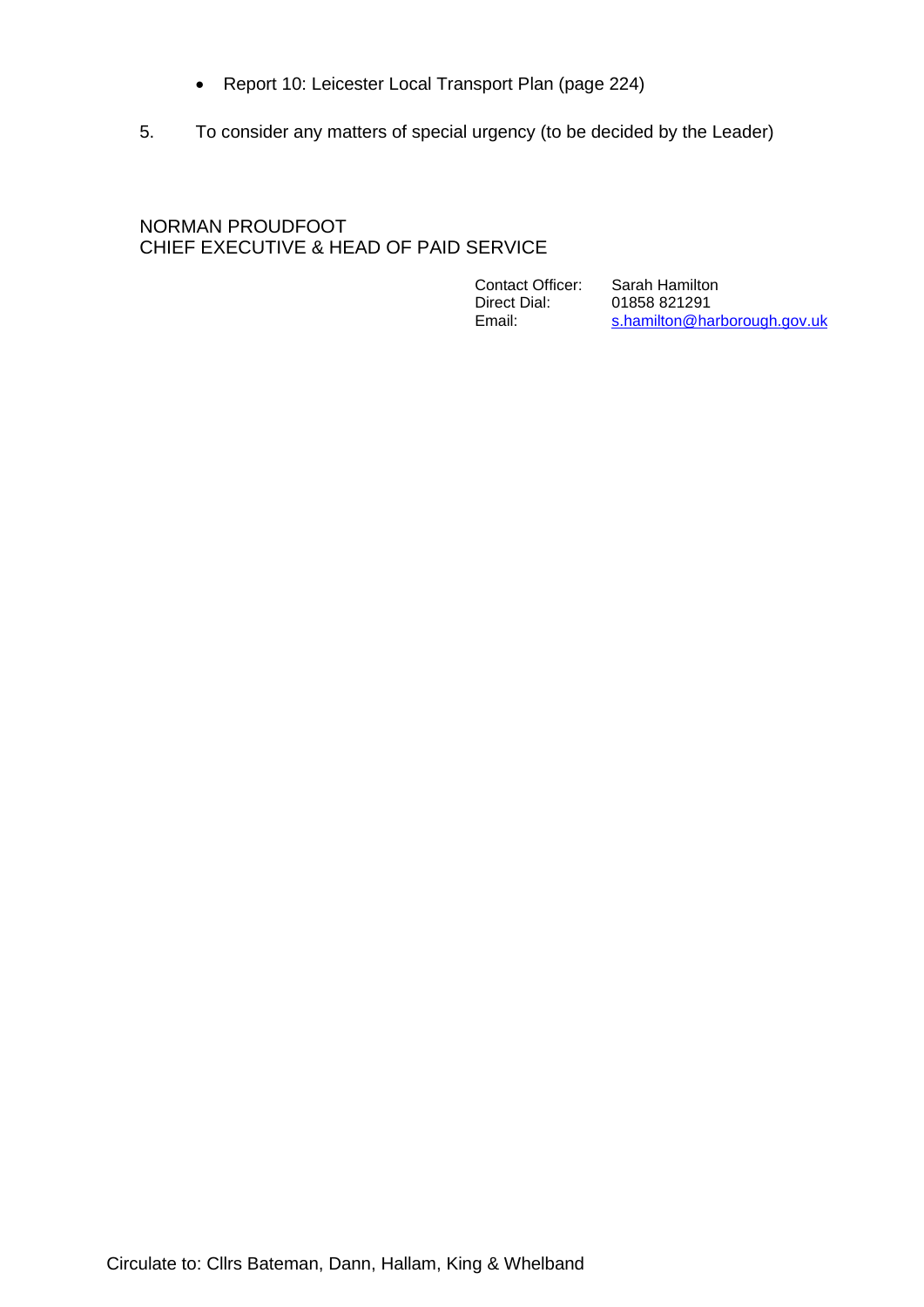- Report 10: Leicester Local Transport Plan (page 224)

5. To consider any matters of special urgency (to be decided by the Leader)

NORMAN PROUDFOOT
CHIEF EXECUTIVE & HEAD OF PAID SERVICE

Contact Officer: Sarah Hamilton
Direct Dial: 01858 821291
Email: s.hamilton@harborough.gov.uk

Circulate to: Cllrs Bateman, Dann, Hallam, King & Whelband